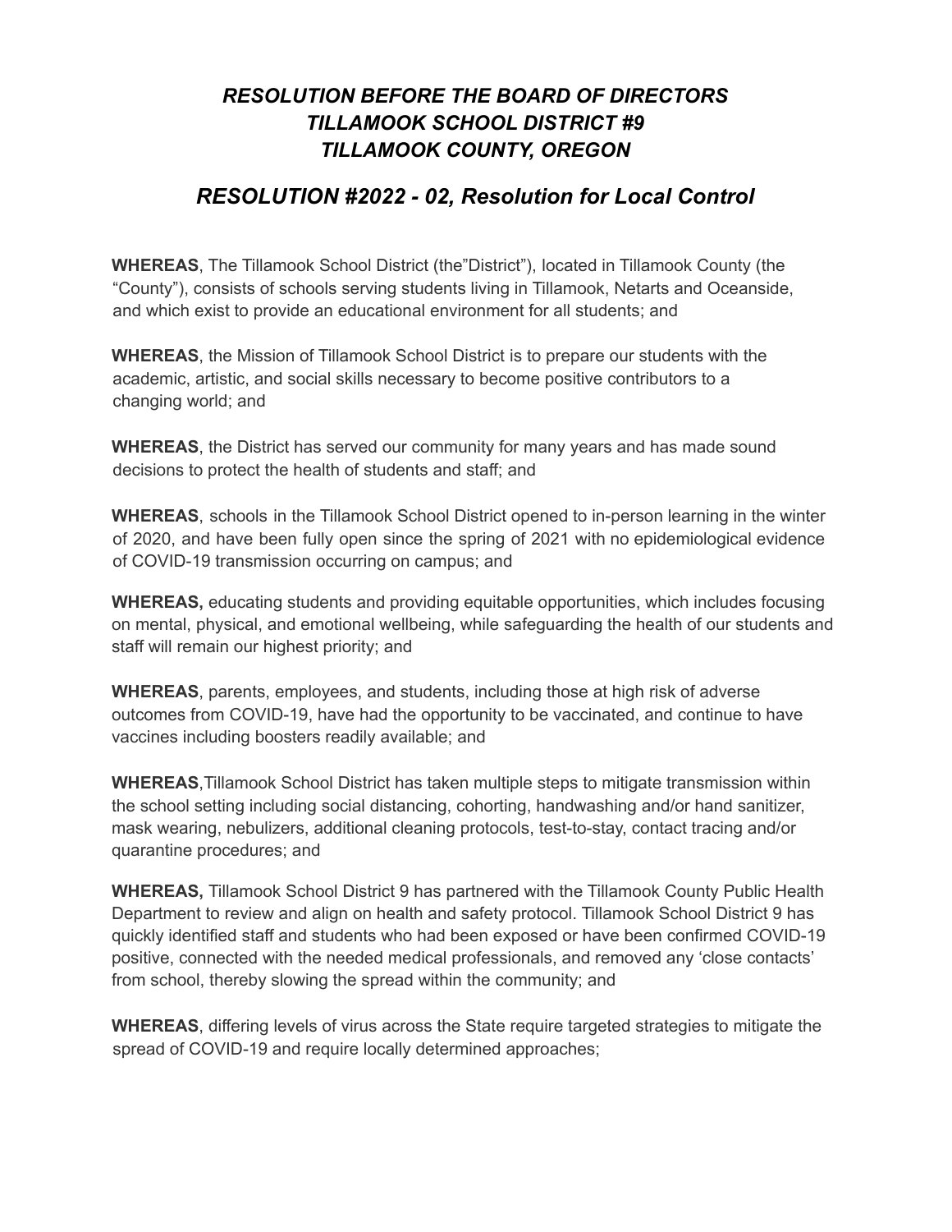# *RESOLUTION BEFORE THE BOARD OF DIRECTORS TILLAMOOK SCHOOL DISTRICT #9 TILLAMOOK COUNTY, OREGON*

## *RESOLUTION #2022 - 02, Resolution for Local Control*

**WHEREAS**, The Tillamook School District (the"District"), located in Tillamook County (the "County"), consists of schools serving students living in Tillamook, Netarts and Oceanside, and which exist to provide an educational environment for all students; and

**WHEREAS**, the Mission of Tillamook School District is to prepare our students with the academic, artistic, and social skills necessary to become positive contributors to a changing world; and

**WHEREAS**, the District has served our community for many years and has made sound decisions to protect the health of students and staff; and

**WHEREAS**, schools in the Tillamook School District opened to in-person learning in the winter of 2020, and have been fully open since the spring of 2021 with no epidemiological evidence of COVID-19 transmission occurring on campus; and

**WHEREAS,** educating students and providing equitable opportunities, which includes focusing on mental, physical, and emotional wellbeing, while safeguarding the health of our students and staff will remain our highest priority; and

**WHEREAS**, parents, employees, and students, including those at high risk of adverse outcomes from COVID-19, have had the opportunity to be vaccinated, and continue to have vaccines including boosters readily available; and

**WHEREAS**,Tillamook School District has taken multiple steps to mitigate transmission within the school setting including social distancing, cohorting, handwashing and/or hand sanitizer, mask wearing, nebulizers, additional cleaning protocols, test-to-stay, contact tracing and/or quarantine procedures; and

**WHEREAS,** Tillamook School District 9 has partnered with the Tillamook County Public Health Department to review and align on health and safety protocol. Tillamook School District 9 has quickly identified staff and students who had been exposed or have been confirmed COVID-19 positive, connected with the needed medical professionals, and removed any 'close contacts' from school, thereby slowing the spread within the community; and

**WHEREAS**, differing levels of virus across the State require targeted strategies to mitigate the spread of COVID-19 and require locally determined approaches;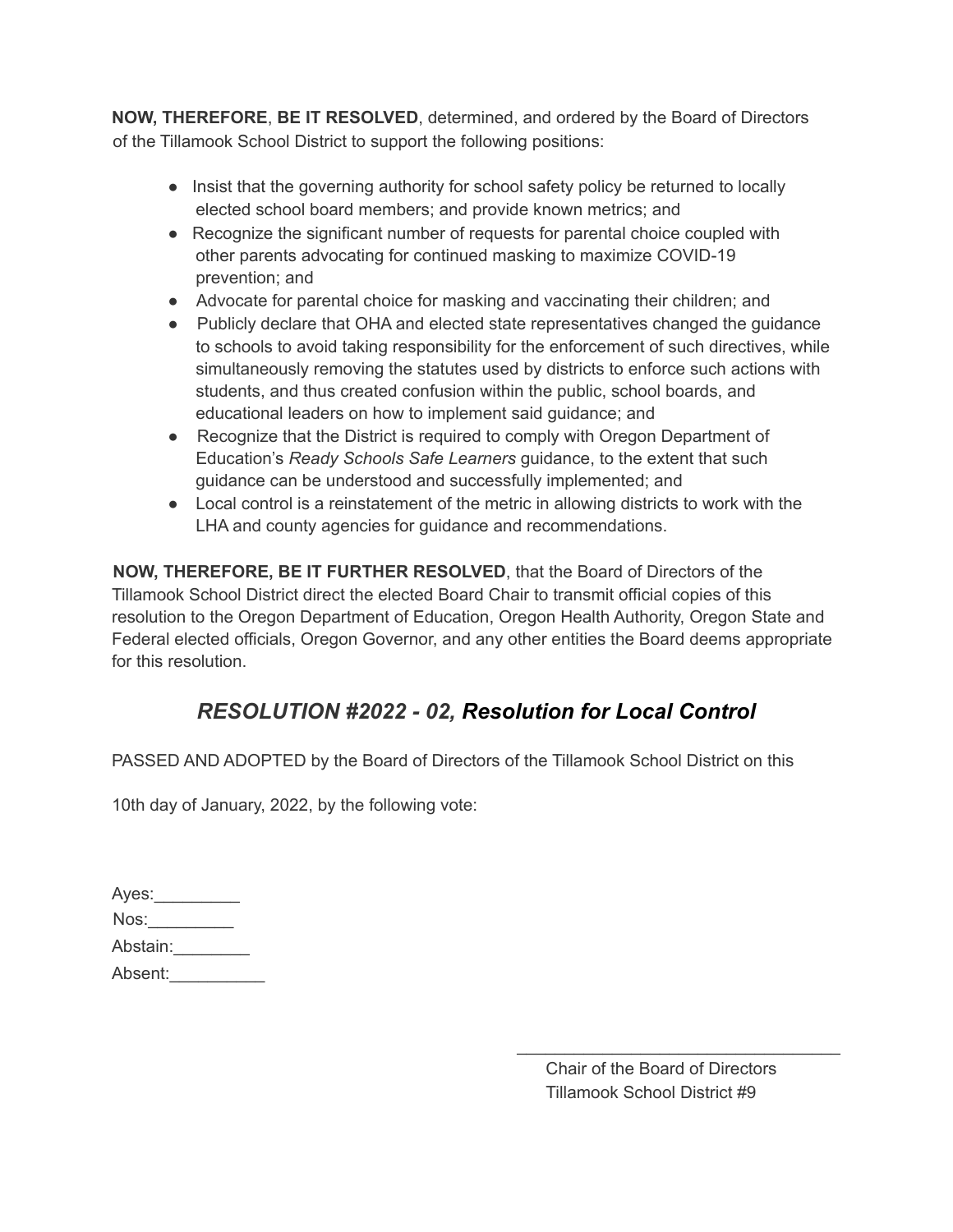**NOW, THEREFORE**, **BE IT RESOLVED**, determined, and ordered by the Board of Directors of the Tillamook School District to support the following positions:

- Insist that the governing authority for school safety policy be returned to locally elected school board members; and provide known metrics; and
- Recognize the significant number of requests for parental choice coupled with other parents advocating for continued masking to maximize COVID-19 prevention; and
- Advocate for parental choice for masking and vaccinating their children; and
- Publicly declare that OHA and elected state representatives changed the guidance to schools to avoid taking responsibility for the enforcement of such directives, while simultaneously removing the statutes used by districts to enforce such actions with students, and thus created confusion within the public, school boards, and educational leaders on how to implement said guidance; and
- Recognize that the District is required to comply with Oregon Department of Education's *Ready Schools Safe Learners* guidance, to the extent that such guidance can be understood and successfully implemented; and
- Local control is a reinstatement of the metric in allowing districts to work with the LHA and county agencies for guidance and recommendations.

**NOW, THEREFORE, BE IT FURTHER RESOLVED**, that the Board of Directors of the Tillamook School District direct the elected Board Chair to transmit official copies of this resolution to the Oregon Department of Education, Oregon Health Authority, Oregon State and Federal elected officials, Oregon Governor, and any other entities the Board deems appropriate for this resolution.

## *RESOLUTION #2022 - 02, Resolution for Local Control*

PASSED AND ADOPTED by the Board of Directors of the Tillamook School District on this

10th day of January, 2022, by the following vote:

Ayes:_________

Nos:_________

Abstain:________

Absent:__________

___________________________________

Chair of the Board of Directors
Tillamook School District #9